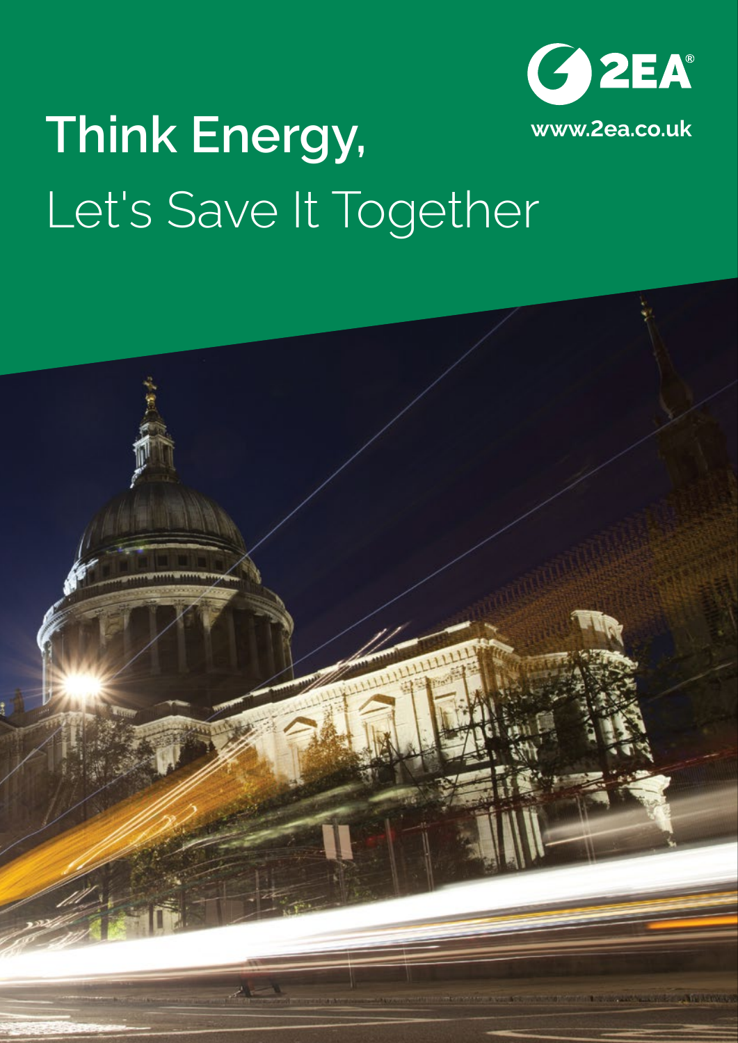2EA®

www.2ea.co.uk

# Think Energy,

Let's Save It Together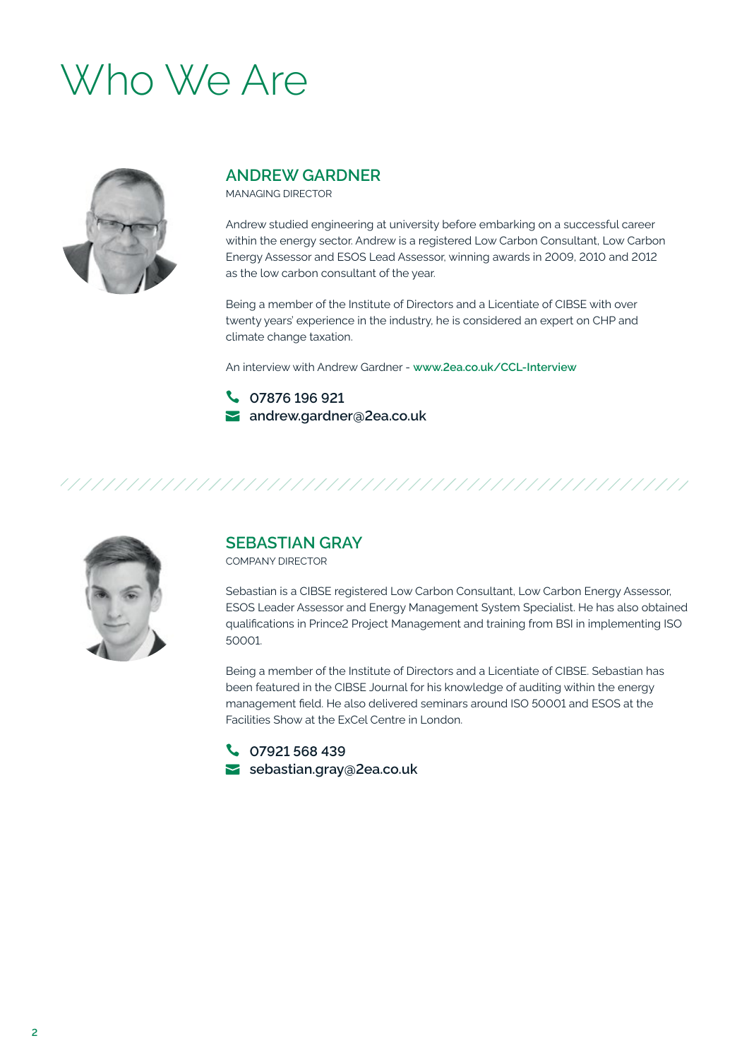# Who We Are

## ANDREW GARDNER

MANAGING DIRECTOR

Andrew studied engineering at university before embarking on a successful career within the energy sector. Andrew is a registered Low Carbon Consultant, Low Carbon Energy Assessor and ESOS Lead Assessor, winning awards in 2009, 2010 and 2012 as the low carbon consultant of the year.

Being a member of the Institute of Directors and a Licentiate of CIBSE with over twenty years' experience in the industry, he is considered an expert on CHP and climate change taxation.

An interview with Andrew Gardner - **www.2ea.co.uk/CCL-Interview**

**07876 196 921**
**andrew.gardner@2ea.co.uk**

---

## SEBASTIAN GRAY

COMPANY DIRECTOR

Sebastian is a CIBSE registered Low Carbon Consultant, Low Carbon Energy Assessor, ESOS Leader Assessor and Energy Management System Specialist. He has also obtained qualifications in Prince2 Project Management and training from BSI in implementing ISO 50001.

Being a member of the Institute of Directors and a Licentiate of CIBSE. Sebastian has been featured in the CIBSE Journal for his knowledge of auditing within the energy management field. He also delivered seminars around ISO 50001 and ESOS at the Facilities Show at the ExCel Centre in London.

**07921 568 439**
**sebastian.gray@2ea.co.uk**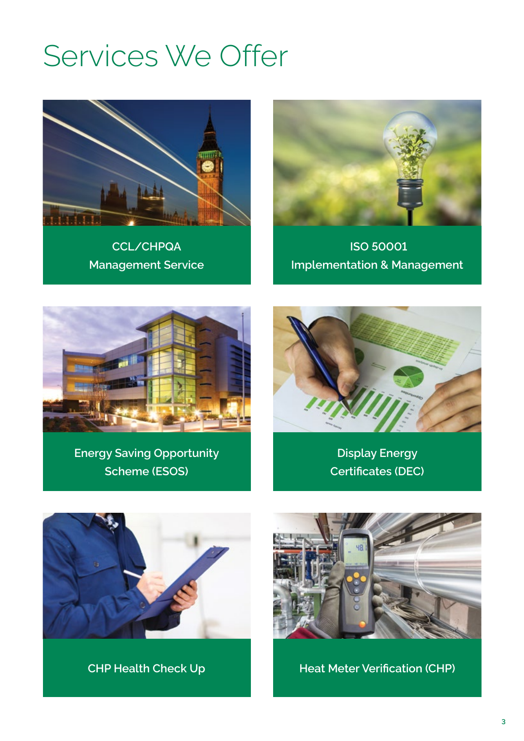# Services We Offer

CCL/CHPQA
Management Service

ISO 50001
Implementation & Management

Energy Saving Opportunity
Scheme (ESOS)

Display Energy
Certificates (DEC)

CHP Health Check Up

Heat Meter Verification (CHP)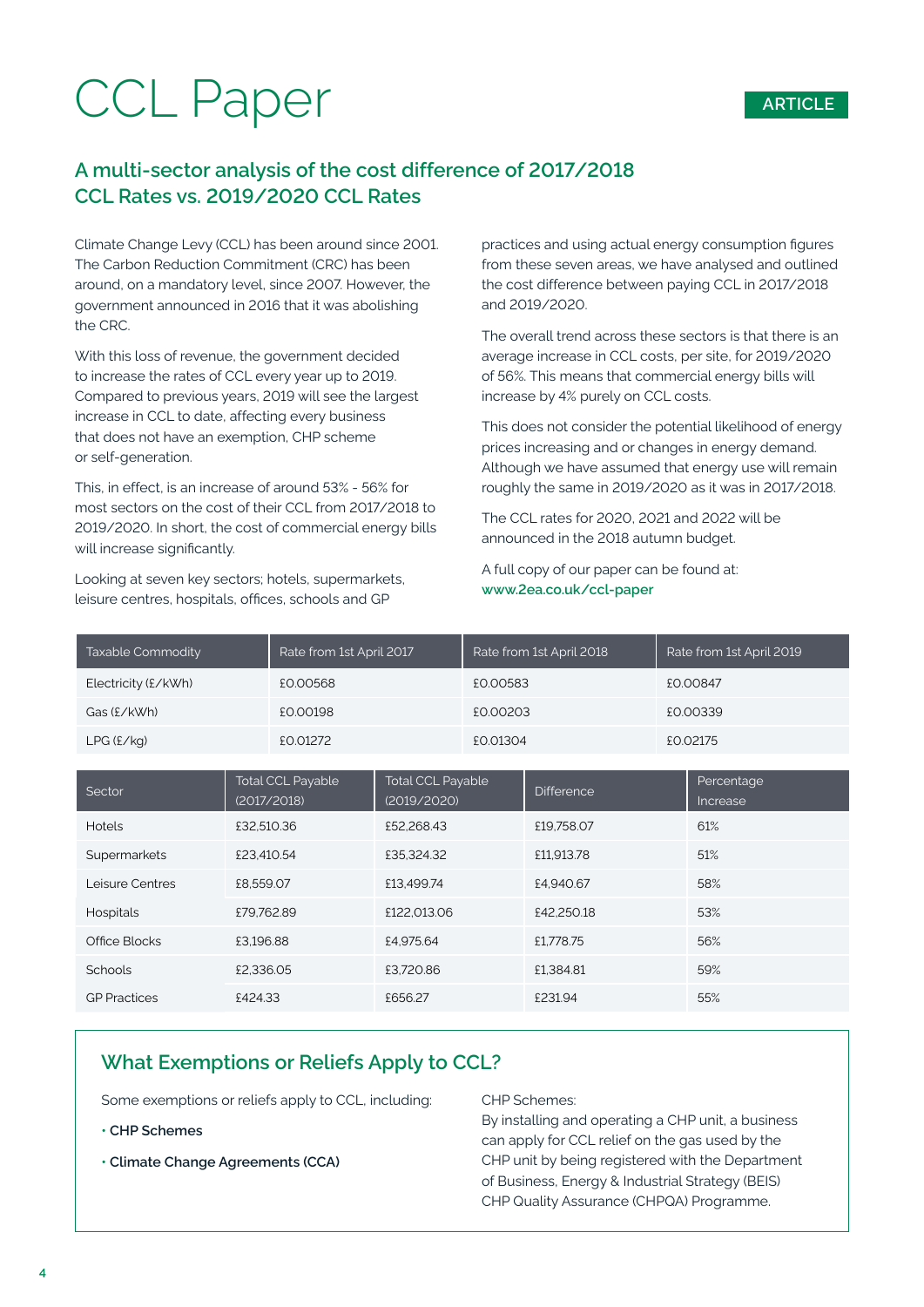# CCL Paper

ARTICLE

## A multi-sector analysis of the cost difference of 2017/2018 CCL Rates vs. 2019/2020 CCL Rates

Climate Change Levy (CCL) has been around since 2001. The Carbon Reduction Commitment (CRC) has been around, on a mandatory level, since 2007. However, the government announced in 2016 that it was abolishing the CRC.

With this loss of revenue, the government decided to increase the rates of CCL every year up to 2019. Compared to previous years, 2019 will see the largest increase in CCL to date, affecting every business that does not have an exemption, CHP scheme or self-generation.

This, in effect, is an increase of around 53% - 56% for most sectors on the cost of their CCL from 2017/2018 to 2019/2020. In short, the cost of commercial energy bills will increase significantly.

Looking at seven key sectors; hotels, supermarkets, leisure centres, hospitals, offices, schools and GP practices and using actual energy consumption figures from these seven areas, we have analysed and outlined the cost difference between paying CCL in 2017/2018 and 2019/2020.

The overall trend across these sectors is that there is an average increase in CCL costs, per site, for 2019/2020 of 56%. This means that commercial energy bills will increase by 4% purely on CCL costs.

This does not consider the potential likelihood of energy prices increasing and or changes in energy demand. Although we have assumed that energy use will remain roughly the same in 2019/2020 as it was in 2017/2018.

The CCL rates for 2020, 2021 and 2022 will be announced in the 2018 autumn budget.

A full copy of our paper can be found at:
**www.2ea.co.uk/ccl-paper**

| Taxable Commodity | Rate from 1st April 2017 | Rate from 1st April 2018 | Rate from 1st April 2019 |
|---|---|---|---|
| Electricity (£/kWh) | £0.00568 | £0.00583 | £0.00847 |
| Gas (£/kWh) | £0.00198 | £0.00203 | £0.00339 |
| LPG (£/kg) | £0.01272 | £0.01304 | £0.02175 |

| Sector | Total CCL Payable (2017/2018) | Total CCL Payable (2019/2020) | Difference | Percentage Increase |
|---|---|---|---|---|
| Hotels | £32,510.36 | £52,268.43 | £19,758.07 | 61% |
| Supermarkets | £23,410.54 | £35,324.32 | £11,913.78 | 51% |
| Leisure Centres | £8,559.07 | £13,499.74 | £4,940.67 | 58% |
| Hospitals | £79,762.89 | £122,013.06 | £42,250.18 | 53% |
| Office Blocks | £3,196.88 | £4,975.64 | £1,778.75 | 56% |
| Schools | £2,336.05 | £3,720.86 | £1,384.81 | 59% |
| GP Practices | £424.33 | £656.27 | £231.94 | 55% |

## What Exemptions or Reliefs Apply to CCL?

Some exemptions or reliefs apply to CCL, including:

- **CHP Schemes**
- **Climate Change Agreements (CCA)**

CHP Schemes:
By installing and operating a CHP unit, a business can apply for CCL relief on the gas used by the CHP unit by being registered with the Department of Business, Energy & Industrial Strategy (BEIS) CHP Quality Assurance (CHPQA) Programme.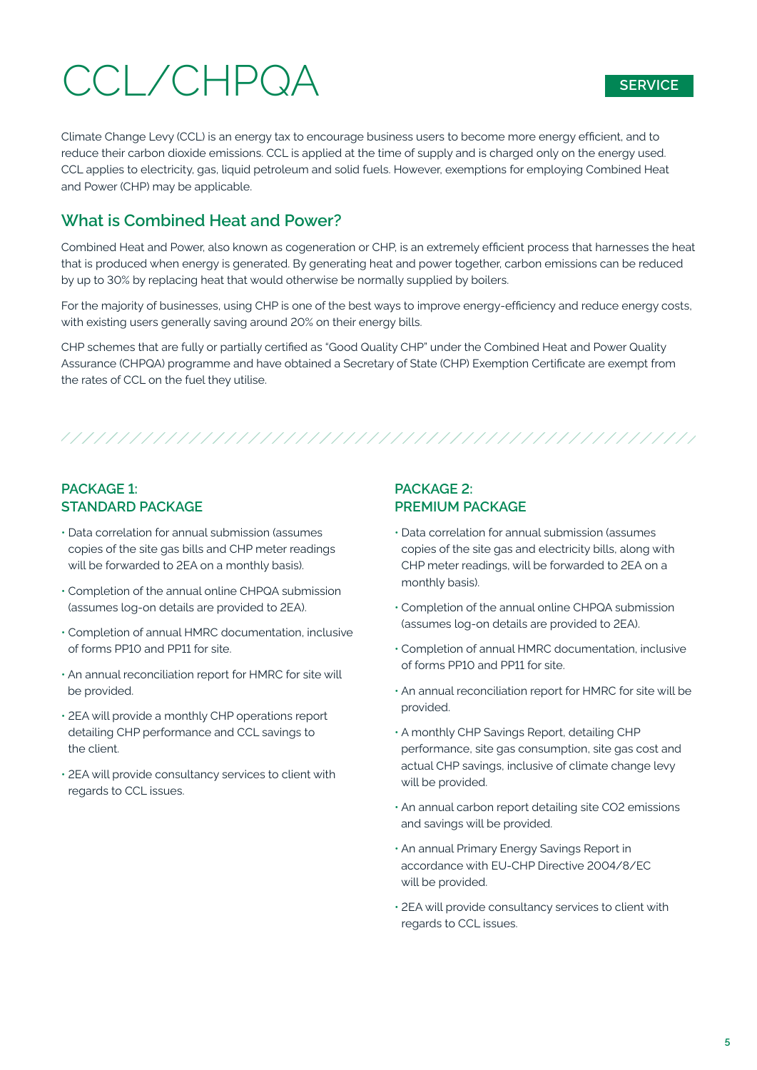# CCL/CHPQA

SERVICE

Climate Change Levy (CCL) is an energy tax to encourage business users to become more energy efficient, and to reduce their carbon dioxide emissions. CCL is applied at the time of supply and is charged only on the energy used. CCL applies to electricity, gas, liquid petroleum and solid fuels. However, exemptions for employing Combined Heat and Power (CHP) may be applicable.

## What is Combined Heat and Power?

Combined Heat and Power, also known as cogeneration or CHP, is an extremely efficient process that harnesses the heat that is produced when energy is generated. By generating heat and power together, carbon emissions can be reduced by up to 30% by replacing heat that would otherwise be normally supplied by boilers.

For the majority of businesses, using CHP is one of the best ways to improve energy-efficiency and reduce energy costs, with existing users generally saving around 20% on their energy bills.

CHP schemes that are fully or partially certified as "Good Quality CHP" under the Combined Heat and Power Quality Assurance (CHPQA) programme and have obtained a Secretary of State (CHP) Exemption Certificate are exempt from the rates of CCL on the fuel they utilise.

### PACKAGE 1: STANDARD PACKAGE

- Data correlation for annual submission (assumes copies of the site gas bills and CHP meter readings will be forwarded to 2EA on a monthly basis).
- Completion of the annual online CHPQA submission (assumes log-on details are provided to 2EA).
- Completion of annual HMRC documentation, inclusive of forms PP10 and PP11 for site.
- An annual reconciliation report for HMRC for site will be provided.
- 2EA will provide a monthly CHP operations report detailing CHP performance and CCL savings to the client.
- 2EA will provide consultancy services to client with regards to CCL issues.

### PACKAGE 2: PREMIUM PACKAGE

- Data correlation for annual submission (assumes copies of the site gas and electricity bills, along with CHP meter readings, will be forwarded to 2EA on a monthly basis).
- Completion of the annual online CHPQA submission (assumes log-on details are provided to 2EA).
- Completion of annual HMRC documentation, inclusive of forms PP10 and PP11 for site.
- An annual reconciliation report for HMRC for site will be provided.
- A monthly CHP Savings Report, detailing CHP performance, site gas consumption, site gas cost and actual CHP savings, inclusive of climate change levy will be provided.
- An annual carbon report detailing site $CO_2$ emissions and savings will be provided.
- An annual Primary Energy Savings Report in accordance with EU-CHP Directive 2004/8/EC will be provided.
- 2EA will provide consultancy services to client with regards to CCL issues.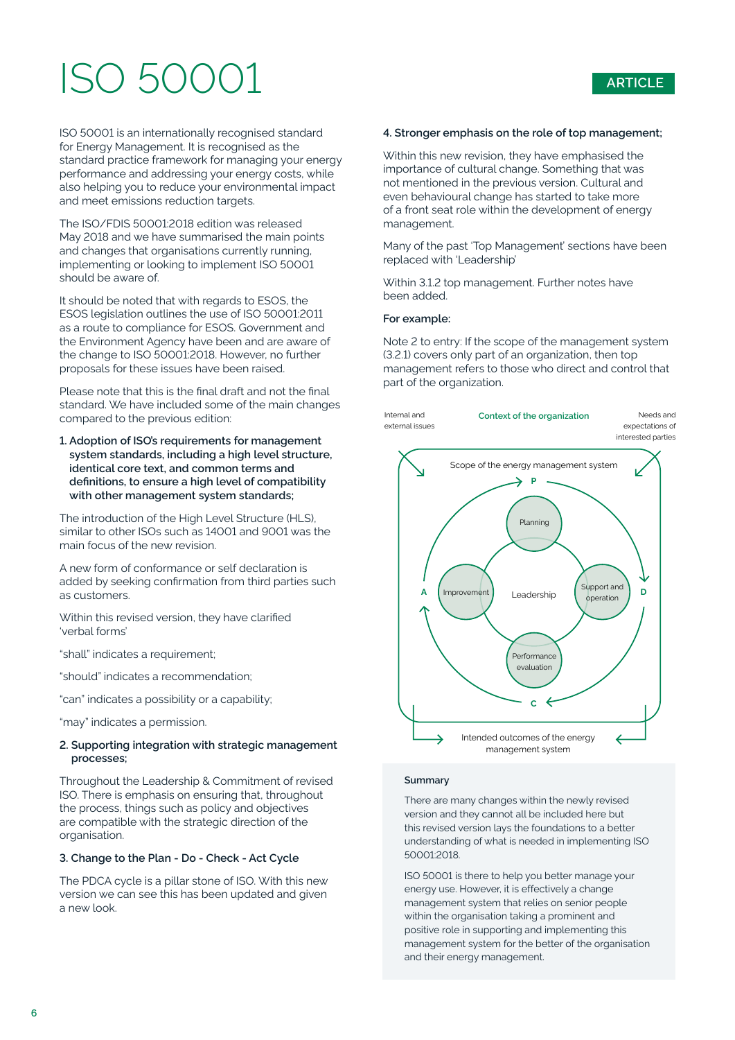# ISO 50001

ARTICLE

ISO 50001 is an internationally recognised standard for Energy Management. It is recognised as the standard practice framework for managing your energy performance and addressing your energy costs, while also helping you to reduce your environmental impact and meet emissions reduction targets.

The ISO/FDIS 50001:2018 edition was released May 2018 and we have summarised the main points and changes that organisations currently running, implementing or looking to implement ISO 50001 should be aware of.

It should be noted that with regards to ESOS, the ESOS legislation outlines the use of ISO 50001:2011 as a route to compliance for ESOS. Government and the Environment Agency have been and are aware of the change to ISO 50001:2018. However, no further proposals for these issues have been raised.

Please note that this is the final draft and not the final standard. We have included some of the main changes compared to the previous edition:

1. **Adoption of ISO's requirements for management system standards, including a high level structure, identical core text, and common terms and definitions, to ensure a high level of compatibility with other management system standards;**

The introduction of the High Level Structure (HLS), similar to other ISOs such as 14001 and 9001 was the main focus of the new revision.

A new form of conformance or self declaration is added by seeking confirmation from third parties such as customers.

Within this revised version, they have clarified 'verbal forms'

"shall" indicates a requirement;

"should" indicates a recommendation;

"can" indicates a possibility or a capability;

"may" indicates a permission.

2. **Supporting integration with strategic management processes;**

Throughout the Leadership & Commitment of revised ISO. There is emphasis on ensuring that, throughout the process, things such as policy and objectives are compatible with the strategic direction of the organisation.

**3. Change to the Plan - Do - Check - Act Cycle**

The PDCA cycle is a pillar stone of ISO. With this new version we can see this has been updated and given a new look.

**4. Stronger emphasis on the role of top management;**

Within this new revision, they have emphasised the importance of cultural change. Something that was not mentioned in the previous version. Cultural and even behavioural change has started to take more of a front seat role within the development of energy management.

Many of the past 'Top Management' sections have been replaced with 'Leadership'

Within 3.1.2 top management. Further notes have been added.

**For example:**

Note 2 to entry: If the scope of the management system (3.2.1) covers only part of an organization, then top management refers to those who direct and control that part of the organization.

Internal and external issues — Context of the organization — Needs and expectations of interested parties

Scope of the energy management system

P: Planning — D: Support and operation — C: Performance evaluation — A: Improvement — Leadership

Intended outcomes of the energy management system

### Summary

There are many changes within the newly revised version and they cannot all be included here but this revised version lays the foundations to a better understanding of what is needed in implementing ISO 50001:2018.

ISO 50001 is there to help you better manage your energy use. However, it is effectively a change management system that relies on senior people within the organisation taking a prominent and positive role in supporting and implementing this management system for the better of the organisation and their energy management.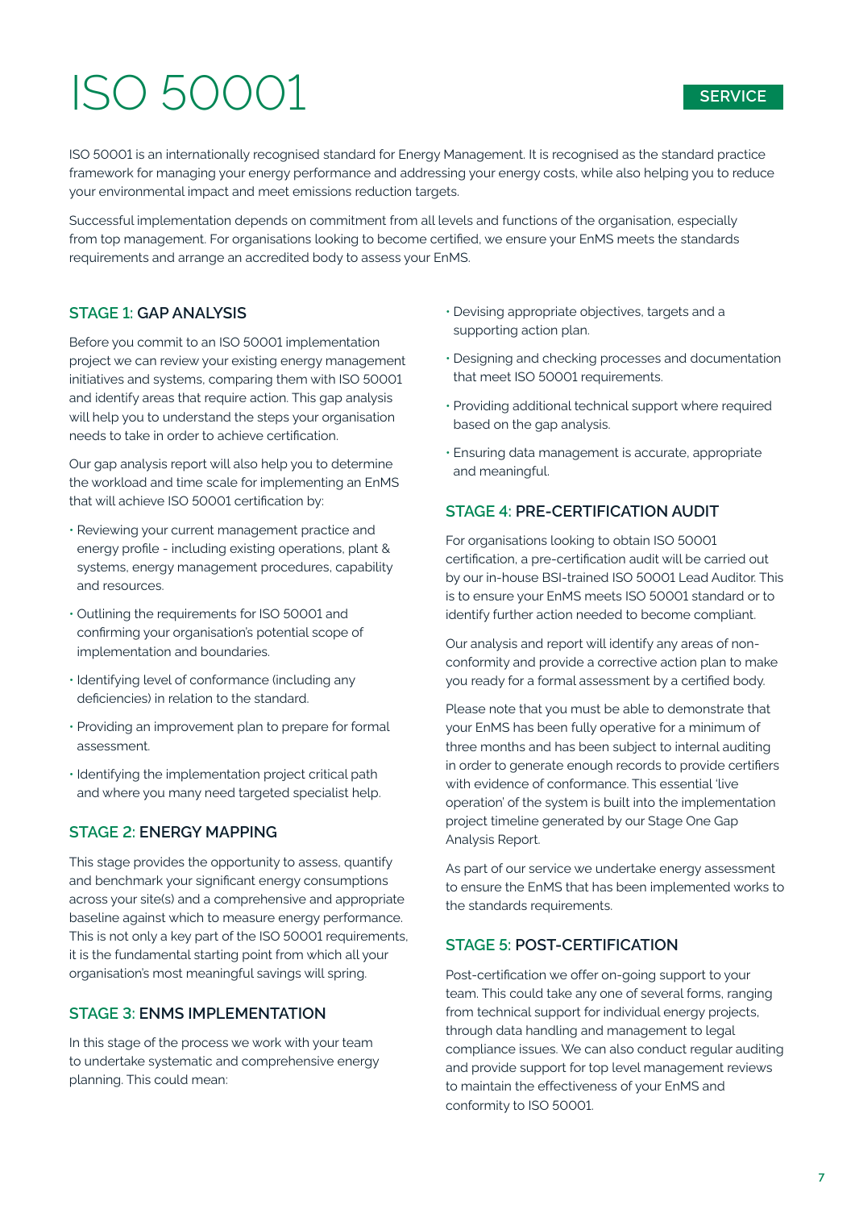# ISO 50001

SERVICE

ISO 50001 is an internationally recognised standard for Energy Management. It is recognised as the standard practice framework for managing your energy performance and addressing your energy costs, while also helping you to reduce your environmental impact and meet emissions reduction targets.

Successful implementation depends on commitment from all levels and functions of the organisation, especially from top management. For organisations looking to become certified, we ensure your EnMS meets the standards requirements and arrange an accredited body to assess your EnMS.

## STAGE 1: GAP ANALYSIS

Before you commit to an ISO 50001 implementation project we can review your existing energy management initiatives and systems, comparing them with ISO 50001 and identify areas that require action. This gap analysis will help you to understand the steps your organisation needs to take in order to achieve certification.

Our gap analysis report will also help you to determine the workload and time scale for implementing an EnMS that will achieve ISO 50001 certification by:

- Reviewing your current management practice and energy profile - including existing operations, plant & systems, energy management procedures, capability and resources.
- Outlining the requirements for ISO 50001 and confirming your organisation's potential scope of implementation and boundaries.
- Identifying level of conformance (including any deficiencies) in relation to the standard.
- Providing an improvement plan to prepare for formal assessment.
- Identifying the implementation project critical path and where you many need targeted specialist help.

## STAGE 2: ENERGY MAPPING

This stage provides the opportunity to assess, quantify and benchmark your significant energy consumptions across your site(s) and a comprehensive and appropriate baseline against which to measure energy performance. This is not only a key part of the ISO 50001 requirements, it is the fundamental starting point from which all your organisation's most meaningful savings will spring.

## STAGE 3: ENMS IMPLEMENTATION

In this stage of the process we work with your team to undertake systematic and comprehensive energy planning. This could mean:

- Devising appropriate objectives, targets and a supporting action plan.
- Designing and checking processes and documentation that meet ISO 50001 requirements.
- Providing additional technical support where required based on the gap analysis.
- Ensuring data management is accurate, appropriate and meaningful.

## STAGE 4: PRE-CERTIFICATION AUDIT

For organisations looking to obtain ISO 50001 certification, a pre-certification audit will be carried out by our in-house BSI-trained ISO 50001 Lead Auditor. This is to ensure your EnMS meets ISO 50001 standard or to identify further action needed to become compliant.

Our analysis and report will identify any areas of non-conformity and provide a corrective action plan to make you ready for a formal assessment by a certified body.

Please note that you must be able to demonstrate that your EnMS has been fully operative for a minimum of three months and has been subject to internal auditing in order to generate enough records to provide certifiers with evidence of conformance. This essential 'live operation' of the system is built into the implementation project timeline generated by our Stage One Gap Analysis Report.

As part of our service we undertake energy assessment to ensure the EnMS that has been implemented works to the standards requirements.

## STAGE 5: POST-CERTIFICATION

Post-certification we offer on-going support to your team. This could take any one of several forms, ranging from technical support for individual energy projects, through data handling and management to legal compliance issues. We can also conduct regular auditing and provide support for top level management reviews to maintain the effectiveness of your EnMS and conformity to ISO 50001.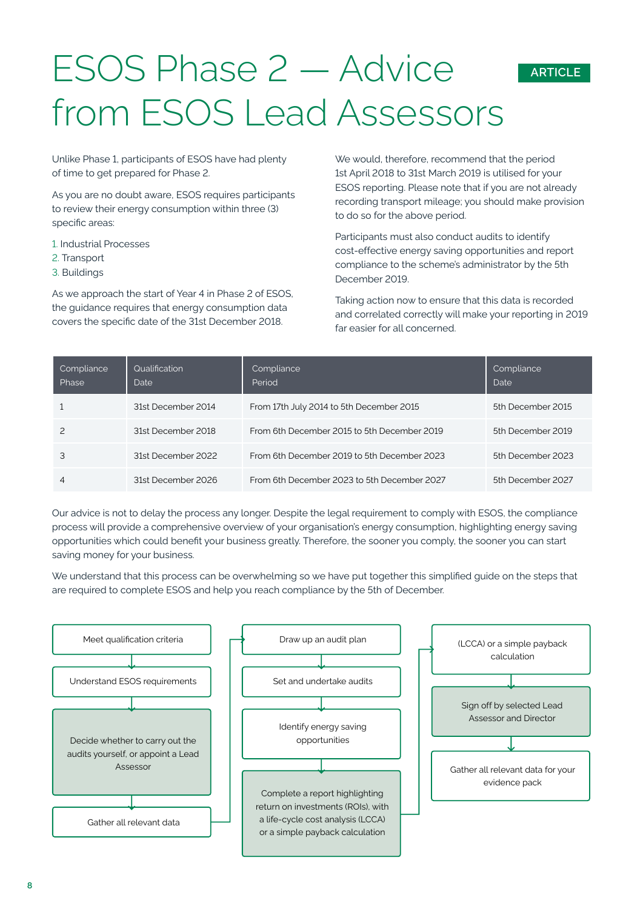# ESOS Phase 2 — Advice from ESOS Lead Assessors

ARTICLE

Unlike Phase 1, participants of ESOS have had plenty of time to get prepared for Phase 2.

As you are no doubt aware, ESOS requires participants to review their energy consumption within three (3) specific areas:

1. Industrial Processes
2. Transport
3. Buildings

As we approach the start of Year 4 in Phase 2 of ESOS, the guidance requires that energy consumption data covers the specific date of the 31st December 2018.

We would, therefore, recommend that the period 1st April 2018 to 31st March 2019 is utilised for your ESOS reporting. Please note that if you are not already recording transport mileage; you should make provision to do so for the above period.

Participants must also conduct audits to identify cost-effective energy saving opportunities and report compliance to the scheme's administrator by the 5th December 2019.

Taking action now to ensure that this data is recorded and correlated correctly will make your reporting in 2019 far easier for all concerned.

| Compliance Phase | Qualification Date | Compliance Period | Compliance Date |
|---|---|---|---|
| 1 | 31st December 2014 | From 17th July 2014 to 5th December 2015 | 5th December 2015 |
| 2 | 31st December 2018 | From 6th December 2015 to 5th December 2019 | 5th December 2019 |
| 3 | 31st December 2022 | From 6th December 2019 to 5th December 2023 | 5th December 2023 |
| 4 | 31st December 2026 | From 6th December 2023 to 5th December 2027 | 5th December 2027 |

Our advice is not to delay the process any longer. Despite the legal requirement to comply with ESOS, the compliance process will provide a comprehensive overview of your organisation's energy consumption, highlighting energy saving opportunities which could benefit your business greatly. Therefore, the sooner you comply, the sooner you can start saving money for your business.

We understand that this process can be overwhelming so we have put together this simplified guide on the steps that are required to complete ESOS and help you reach compliance by the 5th of December.

- Meet qualification criteria
- Understand ESOS requirements
- Decide whether to carry out the audits yourself, or appoint a Lead Assessor
- Gather all relevant data
- Draw up an audit plan
- Set and undertake audits
- Identify energy saving opportunities
- Complete a report highlighting return on investments (ROIs), with a life-cycle cost analysis (LCCA) or a simple payback calculation
- Sign off by selected Lead Assessor and Director
- Gather all relevant data for your evidence pack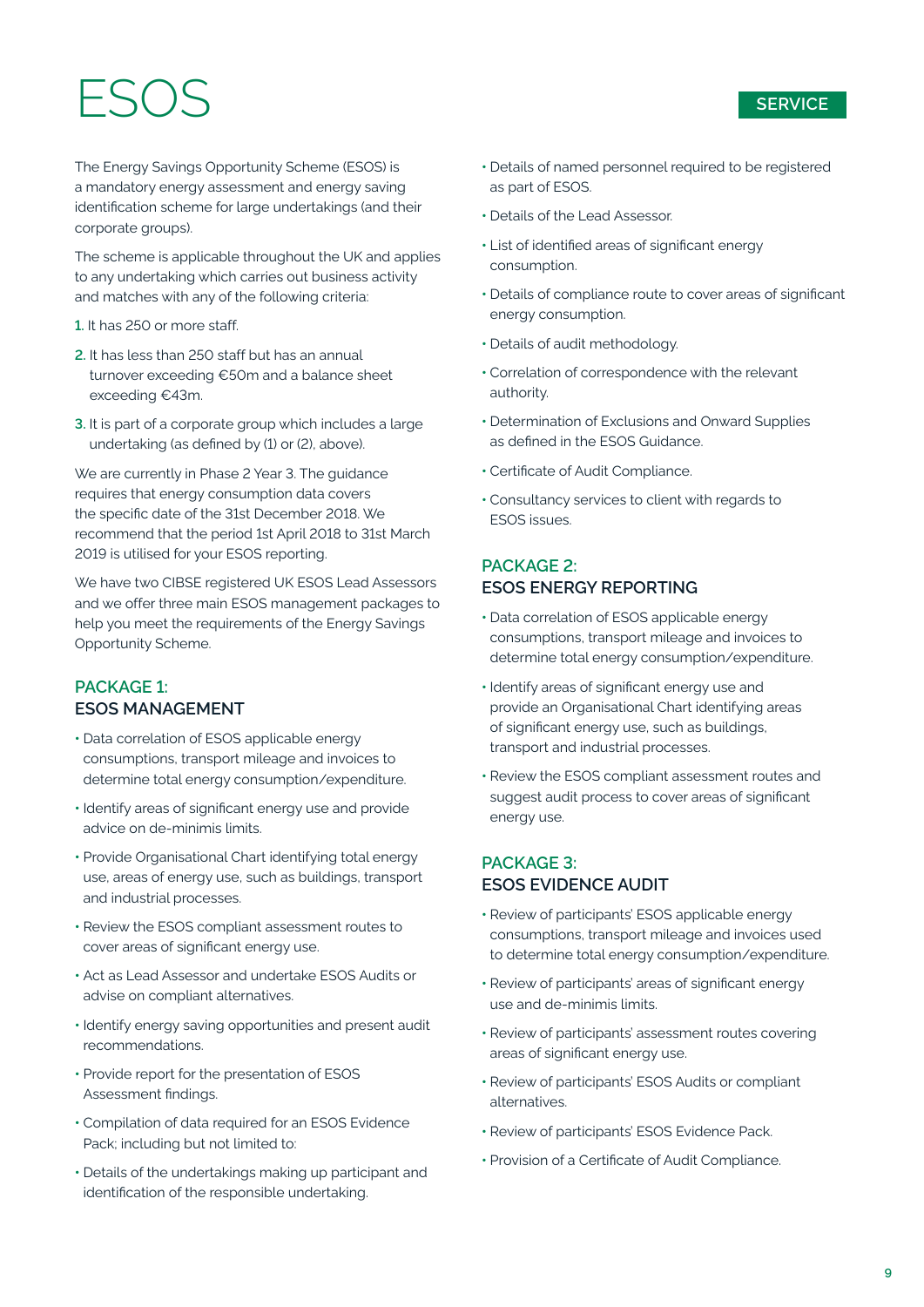# ESOS

SERVICE

The Energy Savings Opportunity Scheme (ESOS) is a mandatory energy assessment and energy saving identification scheme for large undertakings (and their corporate groups).

The scheme is applicable throughout the UK and applies to any undertaking which carries out business activity and matches with any of the following criteria:

1. It has 250 or more staff.
2. It has less than 250 staff but has an annual turnover exceeding €50m and a balance sheet exceeding €43m.
3. It is part of a corporate group which includes a large undertaking (as defined by (1) or (2), above).

We are currently in Phase 2 Year 3. The guidance requires that energy consumption data covers the specific date of the 31st December 2018. We recommend that the period 1st April 2018 to 31st March 2019 is utilised for your ESOS reporting.

We have two CIBSE registered UK ESOS Lead Assessors and we offer three main ESOS management packages to help you meet the requirements of the Energy Savings Opportunity Scheme.

## PACKAGE 1: ESOS MANAGEMENT

- Data correlation of ESOS applicable energy consumptions, transport mileage and invoices to determine total energy consumption/expenditure.
- Identify areas of significant energy use and provide advice on de-minimis limits.
- Provide Organisational Chart identifying total energy use, areas of energy use, such as buildings, transport and industrial processes.
- Review the ESOS compliant assessment routes to cover areas of significant energy use.
- Act as Lead Assessor and undertake ESOS Audits or advise on compliant alternatives.
- Identify energy saving opportunities and present audit recommendations.
- Provide report for the presentation of ESOS Assessment findings.
- Compilation of data required for an ESOS Evidence Pack; including but not limited to:
- Details of the undertakings making up participant and identification of the responsible undertaking.
- Details of named personnel required to be registered as part of ESOS.
- Details of the Lead Assessor.
- List of identified areas of significant energy consumption.
- Details of compliance route to cover areas of significant energy consumption.
- Details of audit methodology.
- Correlation of correspondence with the relevant authority.
- Determination of Exclusions and Onward Supplies as defined in the ESOS Guidance.
- Certificate of Audit Compliance.
- Consultancy services to client with regards to ESOS issues.

## PACKAGE 2: ESOS ENERGY REPORTING

- Data correlation of ESOS applicable energy consumptions, transport mileage and invoices to determine total energy consumption/expenditure.
- Identify areas of significant energy use and provide an Organisational Chart identifying areas of significant energy use, such as buildings, transport and industrial processes.
- Review the ESOS compliant assessment routes and suggest audit process to cover areas of significant energy use.

## PACKAGE 3: ESOS EVIDENCE AUDIT

- Review of participants' ESOS applicable energy consumptions, transport mileage and invoices used to determine total energy consumption/expenditure.
- Review of participants' areas of significant energy use and de-minimis limits.
- Review of participants' assessment routes covering areas of significant energy use.
- Review of participants' ESOS Audits or compliant alternatives.
- Review of participants' ESOS Evidence Pack.
- Provision of a Certificate of Audit Compliance.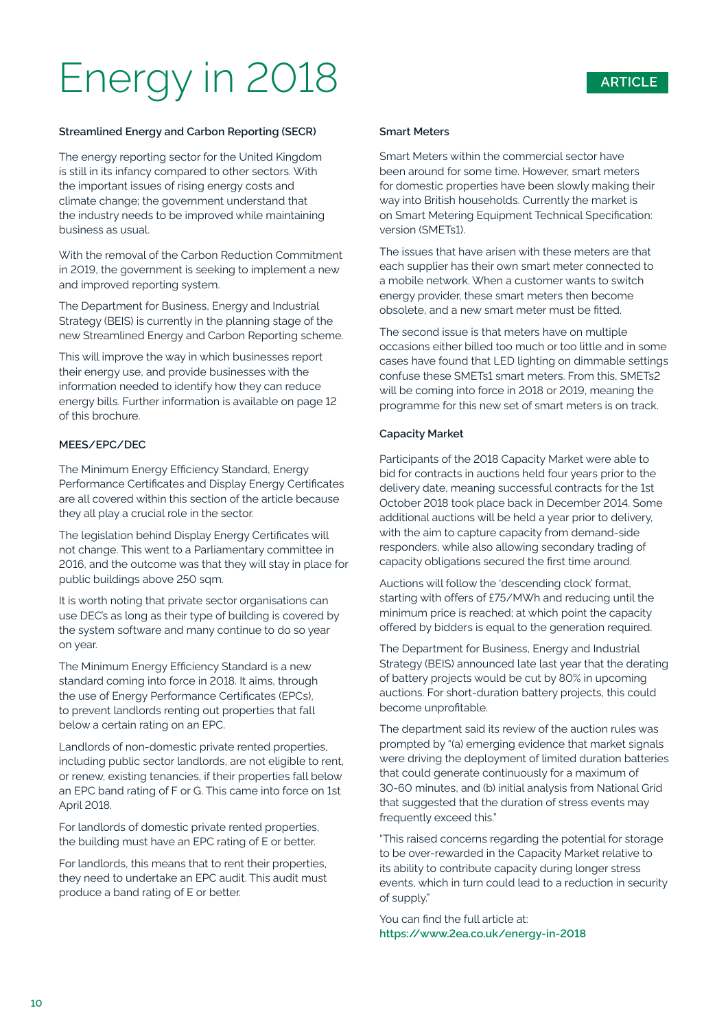# Energy in 2018

ARTICLE

### Streamlined Energy and Carbon Reporting (SECR)

The energy reporting sector for the United Kingdom is still in its infancy compared to other sectors. With the important issues of rising energy costs and climate change; the government understand that the industry needs to be improved while maintaining business as usual.

With the removal of the Carbon Reduction Commitment in 2019, the government is seeking to implement a new and improved reporting system.

The Department for Business, Energy and Industrial Strategy (BEIS) is currently in the planning stage of the new Streamlined Energy and Carbon Reporting scheme.

This will improve the way in which businesses report their energy use, and provide businesses with the information needed to identify how they can reduce energy bills. Further information is available on page 12 of this brochure.

### MEES/EPC/DEC

The Minimum Energy Efficiency Standard, Energy Performance Certificates and Display Energy Certificates are all covered within this section of the article because they all play a crucial role in the sector.

The legislation behind Display Energy Certificates will not change. This went to a Parliamentary committee in 2016, and the outcome was that they will stay in place for public buildings above 250 sqm.

It is worth noting that private sector organisations can use DEC's as long as their type of building is covered by the system software and many continue to do so year on year.

The Minimum Energy Efficiency Standard is a new standard coming into force in 2018. It aims, through the use of Energy Performance Certificates (EPCs), to prevent landlords renting out properties that fall below a certain rating on an EPC.

Landlords of non-domestic private rented properties, including public sector landlords, are not eligible to rent, or renew, existing tenancies, if their properties fall below an EPC band rating of F or G. This came into force on 1st April 2018.

For landlords of domestic private rented properties, the building must have an EPC rating of E or better.

For landlords, this means that to rent their properties, they need to undertake an EPC audit. This audit must produce a band rating of E or better.

### Smart Meters

Smart Meters within the commercial sector have been around for some time. However, smart meters for domestic properties have been slowly making their way into British households. Currently the market is on Smart Metering Equipment Technical Specification: version (SMETs1).

The issues that have arisen with these meters are that each supplier has their own smart meter connected to a mobile network. When a customer wants to switch energy provider, these smart meters then become obsolete, and a new smart meter must be fitted.

The second issue is that meters have on multiple occasions either billed too much or too little and in some cases have found that LED lighting on dimmable settings confuse these SMETs1 smart meters. From this, SMETs2 will be coming into force in 2018 or 2019, meaning the programme for this new set of smart meters is on track.

### Capacity Market

Participants of the 2018 Capacity Market were able to bid for contracts in auctions held four years prior to the delivery date, meaning successful contracts for the 1st October 2018 took place back in December 2014. Some additional auctions will be held a year prior to delivery, with the aim to capture capacity from demand-side responders, while also allowing secondary trading of capacity obligations secured the first time around.

Auctions will follow the 'descending clock' format, starting with offers of £75/MWh and reducing until the minimum price is reached; at which point the capacity offered by bidders is equal to the generation required.

The Department for Business, Energy and Industrial Strategy (BEIS) announced late last year that the derating of battery projects would be cut by 80% in upcoming auctions. For short-duration battery projects, this could become unprofitable.

The department said its review of the auction rules was prompted by "(a) emerging evidence that market signals were driving the deployment of limited duration batteries that could generate continuously for a maximum of 30-60 minutes, and (b) initial analysis from National Grid that suggested that the duration of stress events may frequently exceed this."

"This raised concerns regarding the potential for storage to be over-rewarded in the Capacity Market relative to its ability to contribute capacity during longer stress events, which in turn could lead to a reduction in security of supply."

You can find the full article at:
https://www.2ea.co.uk/energy-in-2018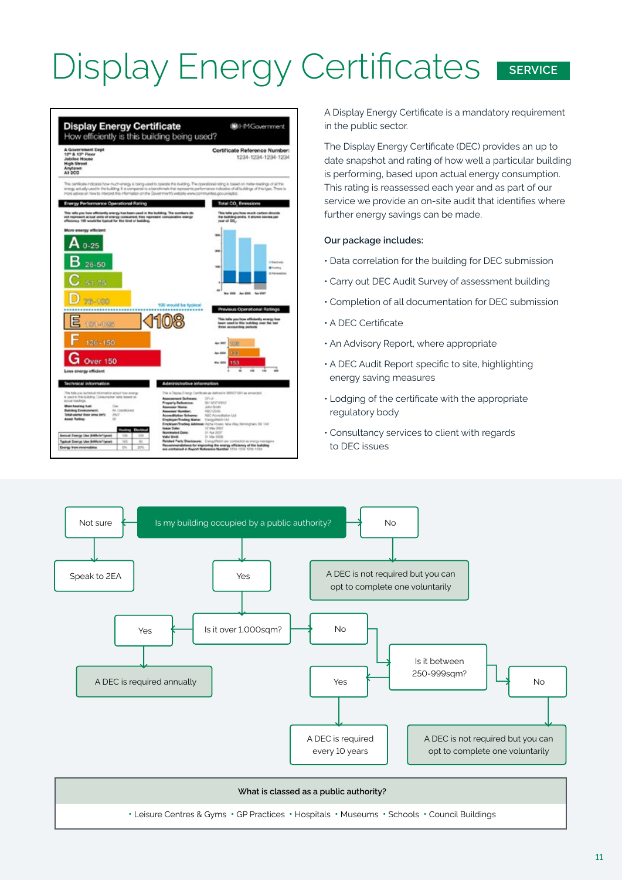# Display Energy Certificates

SERVICE

A Display Energy Certificate is a mandatory requirement in the public sector.

The Display Energy Certificate (DEC) provides an up to date snapshot and rating of how well a particular building is performing, based upon actual energy consumption. This rating is reassessed each year and as part of our service we provide an on-site audit that identifies where further energy savings can be made.

**Our package includes:**

- Data correlation for the building for DEC submission
- Carry out DEC Audit Survey of assessment building
- Completion of all documentation for DEC submission
- A DEC Certificate
- An Advisory Report, where appropriate
- A DEC Audit Report specific to site, highlighting energy saving measures
- Lodging of the certificate with the appropriate regulatory body
- Consultancy services to client with regards to DEC issues

**Is my building occupied by a public authority?**

- Not sure → Speak to 2EA
- No → A DEC is not required but you can opt to complete one voluntarily
- Yes → Is it over 1,000sqm?
  - Yes → A DEC is required annually
  - No → Is it between 250-999sqm?
    - Yes → A DEC is required every 10 years
    - No → A DEC is not required but you can opt to complete one voluntarily

**What is classed as a public authority?**

• Leisure Centres & Gyms • GP Practices • Hospitals • Museums • Schools • Council Buildings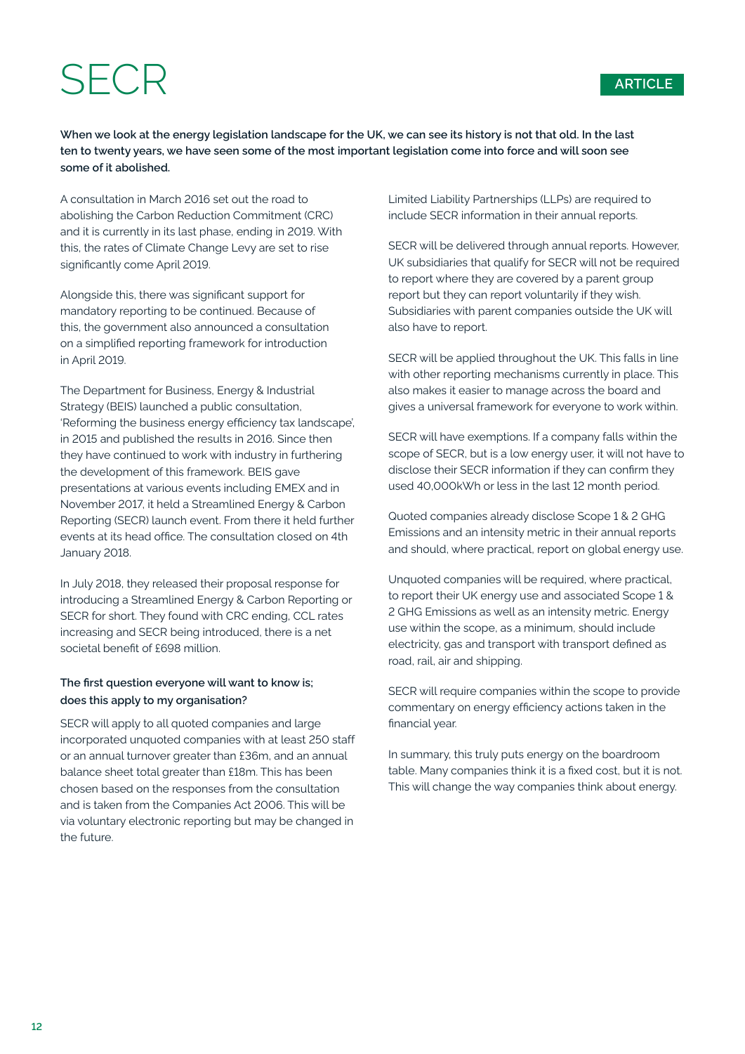# SECR

ARTICLE

**When we look at the energy legislation landscape for the UK, we can see its history is not that old. In the last ten to twenty years, we have seen some of the most important legislation come into force and will soon see some of it abolished.**

A consultation in March 2016 set out the road to abolishing the Carbon Reduction Commitment (CRC) and it is currently in its last phase, ending in 2019. With this, the rates of Climate Change Levy are set to rise significantly come April 2019.

Alongside this, there was significant support for mandatory reporting to be continued. Because of this, the government also announced a consultation on a simplified reporting framework for introduction in April 2019.

The Department for Business, Energy & Industrial Strategy (BEIS) launched a public consultation, 'Reforming the business energy efficiency tax landscape', in 2015 and published the results in 2016. Since then they have continued to work with industry in furthering the development of this framework. BEIS gave presentations at various events including EMEX and in November 2017, it held a Streamlined Energy & Carbon Reporting (SECR) launch event. From there it held further events at its head office. The consultation closed on 4th January 2018.

In July 2018, they released their proposal response for introducing a Streamlined Energy & Carbon Reporting or SECR for short. They found with CRC ending, CCL rates increasing and SECR being introduced, there is a net societal benefit of £698 million.

**The first question everyone will want to know is; does this apply to my organisation?**

SECR will apply to all quoted companies and large incorporated unquoted companies with at least 250 staff or an annual turnover greater than £36m, and an annual balance sheet total greater than £18m. This has been chosen based on the responses from the consultation and is taken from the Companies Act 2006. This will be via voluntary electronic reporting but may be changed in the future.

Limited Liability Partnerships (LLPs) are required to include SECR information in their annual reports.

SECR will be delivered through annual reports. However, UK subsidiaries that qualify for SECR will not be required to report where they are covered by a parent group report but they can report voluntarily if they wish. Subsidiaries with parent companies outside the UK will also have to report.

SECR will be applied throughout the UK. This falls in line with other reporting mechanisms currently in place. This also makes it easier to manage across the board and gives a universal framework for everyone to work within.

SECR will have exemptions. If a company falls within the scope of SECR, but is a low energy user, it will not have to disclose their SECR information if they can confirm they used 40,000kWh or less in the last 12 month period.

Quoted companies already disclose Scope 1 & 2 GHG Emissions and an intensity metric in their annual reports and should, where practical, report on global energy use.

Unquoted companies will be required, where practical, to report their UK energy use and associated Scope 1 & 2 GHG Emissions as well as an intensity metric. Energy use within the scope, as a minimum, should include electricity, gas and transport with transport defined as road, rail, air and shipping.

SECR will require companies within the scope to provide commentary on energy efficiency actions taken in the financial year.

In summary, this truly puts energy on the boardroom table. Many companies think it is a fixed cost, but it is not. This will change the way companies think about energy.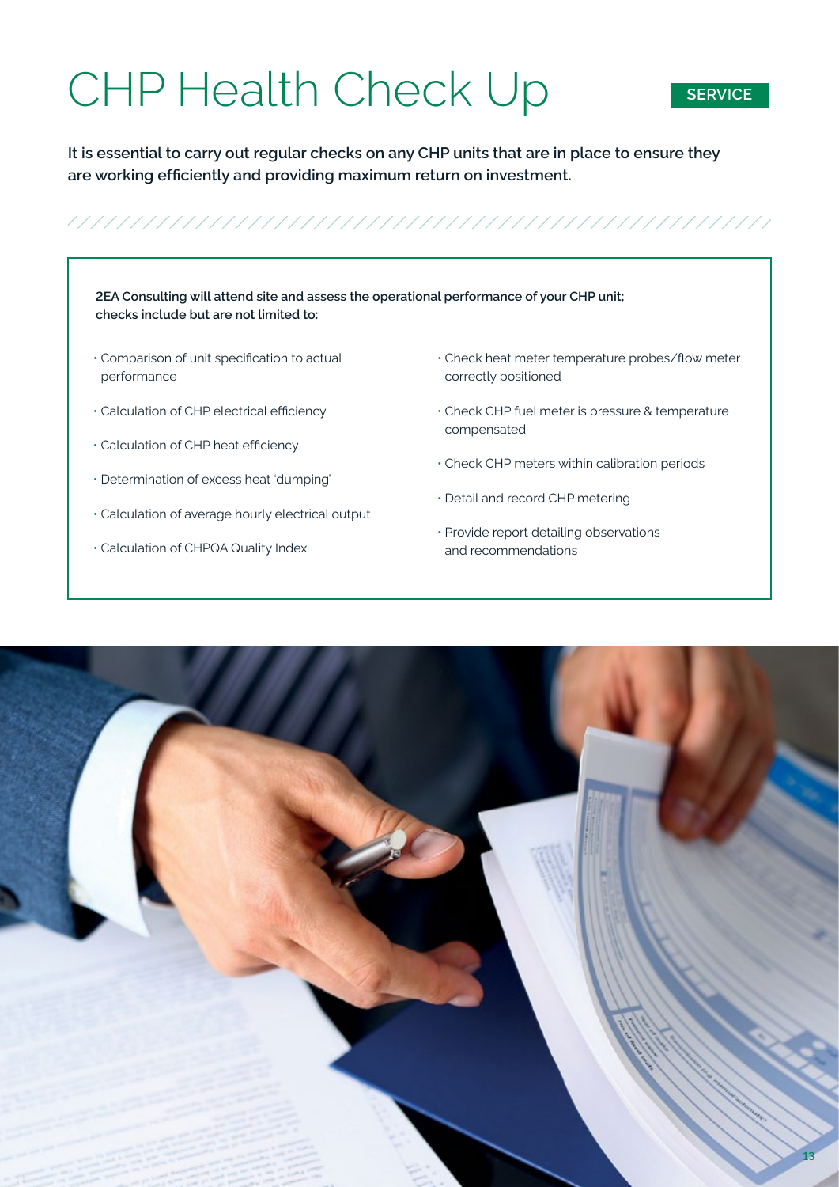# CHP Health Check Up

SERVICE

**It is essential to carry out regular checks on any CHP units that are in place to ensure they are working efficiently and providing maximum return on investment.**

**2EA Consulting will attend site and assess the operational performance of your CHP unit; checks include but are not limited to:**

- Comparison of unit specification to actual performance
- Calculation of CHP electrical efficiency
- Calculation of CHP heat efficiency
- Determination of excess heat 'dumping'
- Calculation of average hourly electrical output
- Calculation of CHPQA Quality Index
- Check heat meter temperature probes/flow meter correctly positioned
- Check CHP fuel meter is pressure & temperature compensated
- Check CHP meters within calibration periods
- Detail and record CHP metering
- Provide report detailing observations and recommendations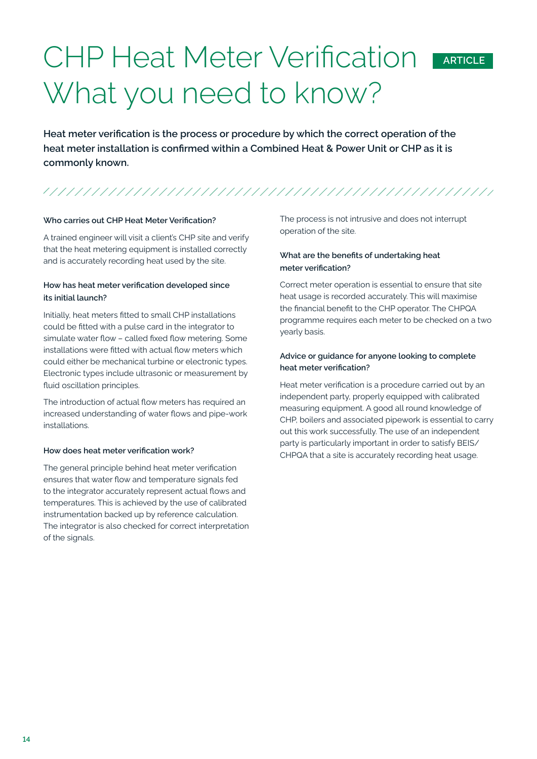# CHP Heat Meter Verification What you need to know?

ARTICLE

**Heat meter verification is the process or procedure by which the correct operation of the heat meter installation is confirmed within a Combined Heat & Power Unit or CHP as it is commonly known.**

### Who carries out CHP Heat Meter Verification?

A trained engineer will visit a client's CHP site and verify that the heat metering equipment is installed correctly and is accurately recording heat used by the site.

### How has heat meter verification developed since its initial launch?

Initially, heat meters fitted to small CHP installations could be fitted with a pulse card in the integrator to simulate water flow – called fixed flow metering. Some installations were fitted with actual flow meters which could either be mechanical turbine or electronic types. Electronic types include ultrasonic or measurement by fluid oscillation principles.

The introduction of actual flow meters has required an increased understanding of water flows and pipe-work installations.

### How does heat meter verification work?

The general principle behind heat meter verification ensures that water flow and temperature signals fed to the integrator accurately represent actual flows and temperatures. This is achieved by the use of calibrated instrumentation backed up by reference calculation. The integrator is also checked for correct interpretation of the signals.

The process is not intrusive and does not interrupt operation of the site.

### What are the benefits of undertaking heat meter verification?

Correct meter operation is essential to ensure that site heat usage is recorded accurately. This will maximise the financial benefit to the CHP operator. The CHPQA programme requires each meter to be checked on a two yearly basis.

### Advice or guidance for anyone looking to complete heat meter verification?

Heat meter verification is a procedure carried out by an independent party, properly equipped with calibrated measuring equipment. A good all round knowledge of CHP, boilers and associated pipework is essential to carry out this work successfully. The use of an independent party is particularly important in order to satisfy BEIS/CHPQA that a site is accurately recording heat usage.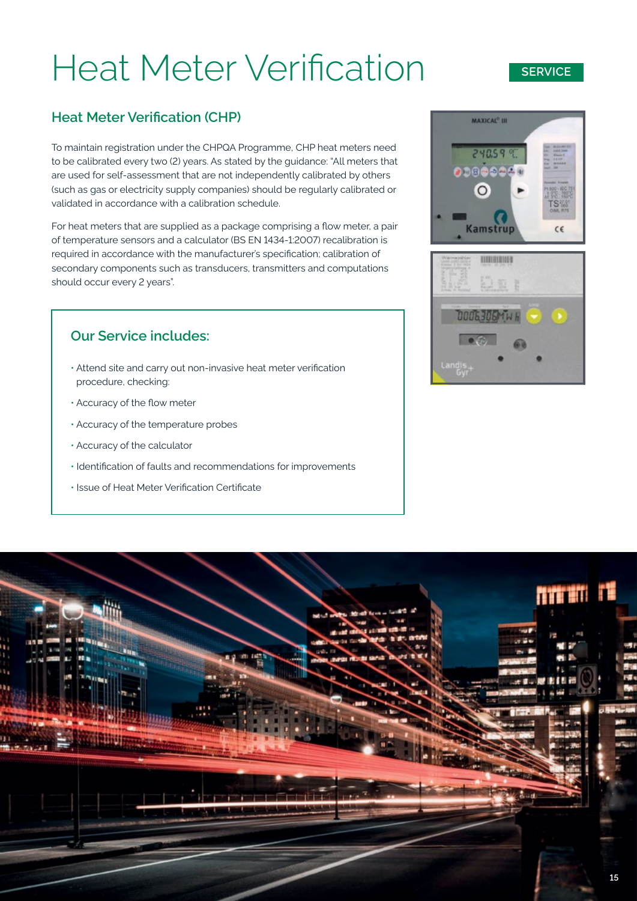# Heat Meter Verification

SERVICE

## Heat Meter Verification (CHP)

To maintain registration under the CHPQA Programme, CHP heat meters need to be calibrated every two (2) years. As stated by the guidance: "All meters that are used for self-assessment that are not independently calibrated by others (such as gas or electricity supply companies) should be regularly calibrated or validated in accordance with a calibration schedule.

For heat meters that are supplied as a package comprising a flow meter, a pair of temperature sensors and a calculator (BS EN 1434-1:2007) recalibration is required in accordance with the manufacturer's specification; calibration of secondary components such as transducers, transmitters and computations should occur every 2 years".

### Our Service includes:

- Attend site and carry out non-invasive heat meter verification procedure, checking:
- Accuracy of the flow meter
- Accuracy of the temperature probes
- Accuracy of the calculator
- Identification of faults and recommendations for improvements
- Issue of Heat Meter Verification Certificate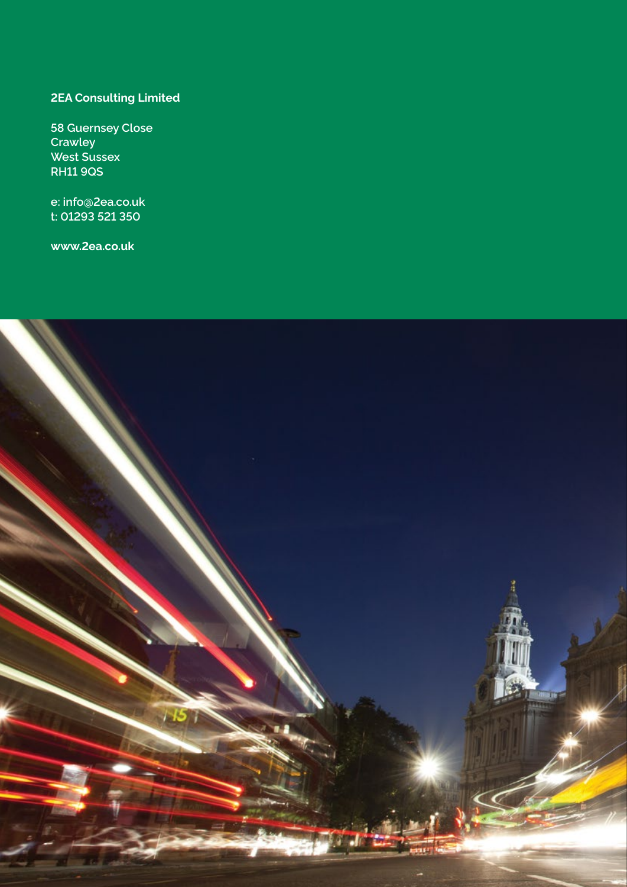**2EA Consulting Limited**

58 Guernsey Close
Crawley
West Sussex
RH11 9QS

e: info@2ea.co.uk
t: 01293 521 350

**www.2ea.co.uk**